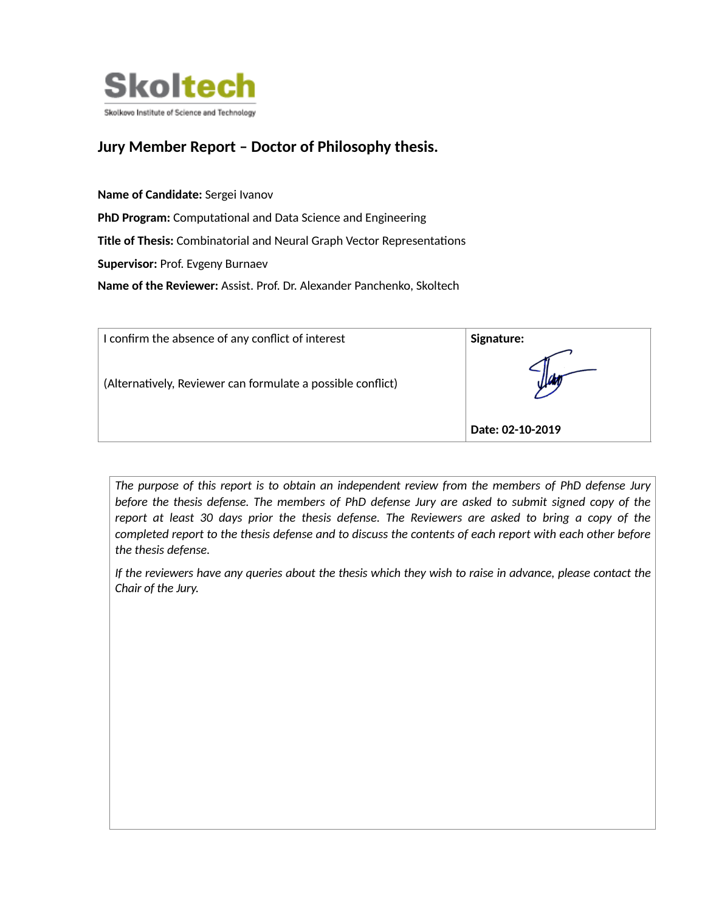Skoltech

Skolkovo Institute of Science and Technology

## Jury Member Report – Doctor of Philosophy thesis.

**Name of Candidate:** Sergei Ivanov

**PhD Program:** Computational and Data Science and Engineering

**Title of Thesis:** Combinatorial and Neural Graph Vector Representations

**Supervisor:** Prof. Evgeny Burnaev

**Name of the Reviewer:** Assist. Prof. Dr. Alexander Panchenko, Skoltech

| I confirm the absence of any conflict of interest<br><br>(Alternatively, Reviewer can formulate a possible conflict) | **Signature:**<br><br>**Date: 02-10-2019** |
|---|---|

*The purpose of this report is to obtain an independent review from the members of PhD defense Jury before the thesis defense. The members of PhD defense Jury are asked to submit signed copy of the report at least 30 days prior the thesis defense. The Reviewers are asked to bring a copy of the completed report to the thesis defense and to discuss the contents of each report with each other before the thesis defense.*

*If the reviewers have any queries about the thesis which they wish to raise in advance, please contact the Chair of the Jury.*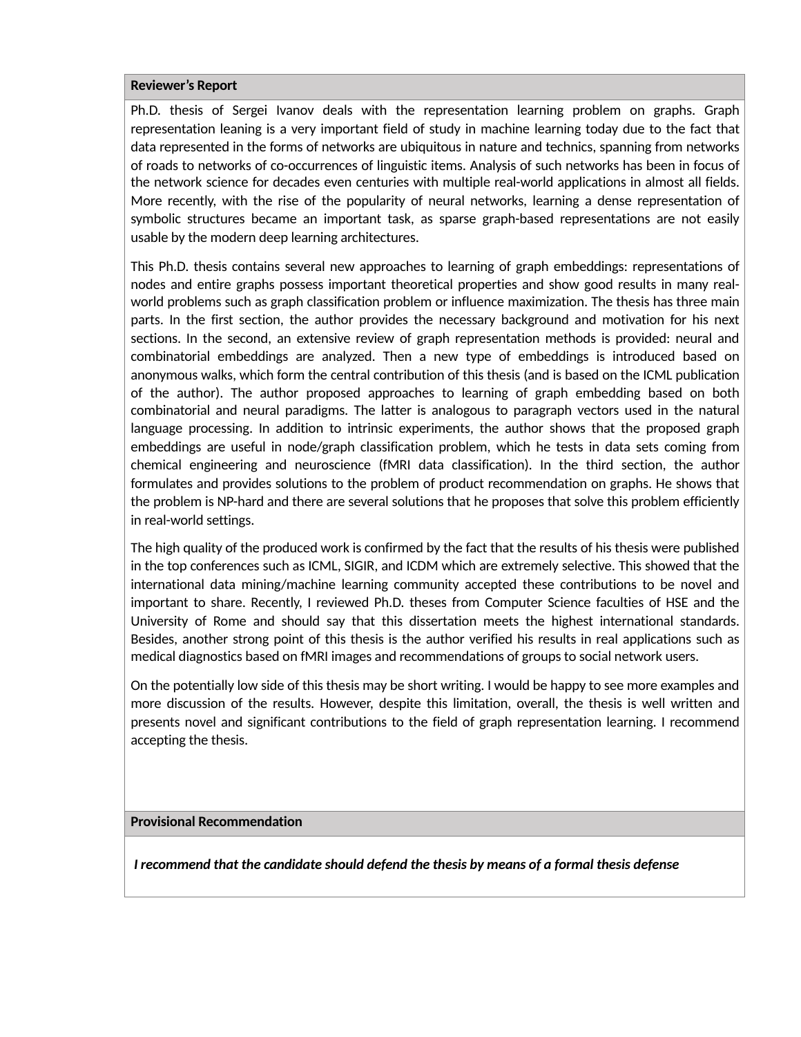**Reviewer's Report**

Ph.D. thesis of Sergei Ivanov deals with the representation learning problem on graphs. Graph representation leaning is a very important field of study in machine learning today due to the fact that data represented in the forms of networks are ubiquitous in nature and technics, spanning from networks of roads to networks of co-occurrences of linguistic items. Analysis of such networks has been in focus of the network science for decades even centuries with multiple real-world applications in almost all fields. More recently, with the rise of the popularity of neural networks, learning a dense representation of symbolic structures became an important task, as sparse graph-based representations are not easily usable by the modern deep learning architectures.

This Ph.D. thesis contains several new approaches to learning of graph embeddings: representations of nodes and entire graphs possess important theoretical properties and show good results in many real-world problems such as graph classification problem or influence maximization. The thesis has three main parts. In the first section, the author provides the necessary background and motivation for his next sections. In the second, an extensive review of graph representation methods is provided: neural and combinatorial embeddings are analyzed. Then a new type of embeddings is introduced based on anonymous walks, which form the central contribution of this thesis (and is based on the ICML publication of the author). The author proposed approaches to learning of graph embedding based on both combinatorial and neural paradigms. The latter is analogous to paragraph vectors used in the natural language processing. In addition to intrinsic experiments, the author shows that the proposed graph embeddings are useful in node/graph classification problem, which he tests in data sets coming from chemical engineering and neuroscience (fMRI data classification). In the third section, the author formulates and provides solutions to the problem of product recommendation on graphs. He shows that the problem is NP-hard and there are several solutions that he proposes that solve this problem efficiently in real-world settings.

The high quality of the produced work is confirmed by the fact that the results of his thesis were published in the top conferences such as ICML, SIGIR, and ICDM which are extremely selective. This showed that the international data mining/machine learning community accepted these contributions to be novel and important to share. Recently, I reviewed Ph.D. theses from Computer Science faculties of HSE and the University of Rome and should say that this dissertation meets the highest international standards. Besides, another strong point of this thesis is the author verified his results in real applications such as medical diagnostics based on fMRI images and recommendations of groups to social network users.

On the potentially low side of this thesis may be short writing. I would be happy to see more examples and more discussion of the results. However, despite this limitation, overall, the thesis is well written and presents novel and significant contributions to the field of graph representation learning. I recommend accepting the thesis.

**Provisional Recommendation**

***I recommend that the candidate should defend the thesis by means of a formal thesis defense***